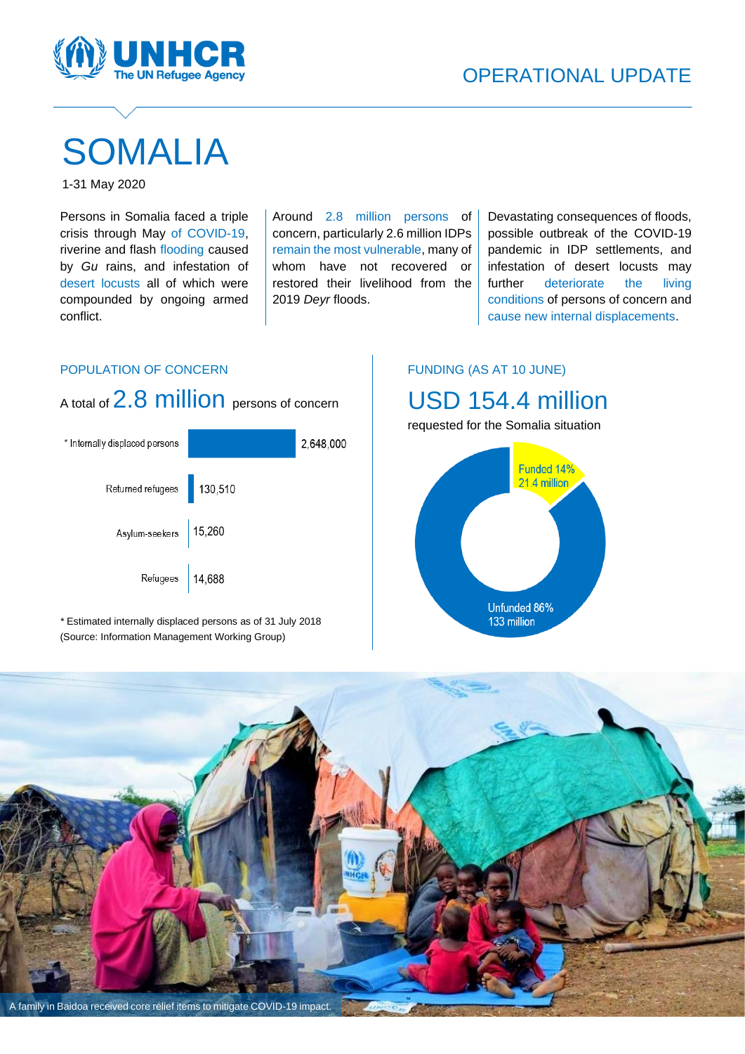# OPERATIONAL UPDATE

# SOMALIA

1-31 May 2020

Persons in Somalia faced a triple crisis through May of COVID-19, riverine and flash flooding caused by *Gu* rains, and infestation of desert locusts all of which were compounded by ongoing armed conflict.

Around 2.8 million persons of concern, particularly 2.6 million IDPs remain the most vulnerable, many of whom have not recovered or restored their livelihood from the 2019 *Deyr* floods.

Devastating consequences of floods, possible outbreak of the COVID-19 pandemic in IDP settlements, and infestation of desert locusts may further deteriorate the living conditions of persons of concern and cause new internal displacements.

## POPULATION OF CONCERN

A total of 2.8 million persons of concern

| Category | Number |
|---|---|
| * Internally displaced persons | 2,648,000 |
| Returned refugees | 130,510 |
| Asylum-seekers | 15,260 |
| Refugees | 14,688 |

\* Estimated internally displaced persons as of 31 July 2018 (Source: Information Management Working Group)

## FUNDING (AS AT 10 JUNE)

USD 154.4 million requested for the Somalia situation

- Funded 14% – 21.4 million
- Unfunded 86% – 133 million

A family in Baidoa received core relief items to mitigate COVID-19 impact.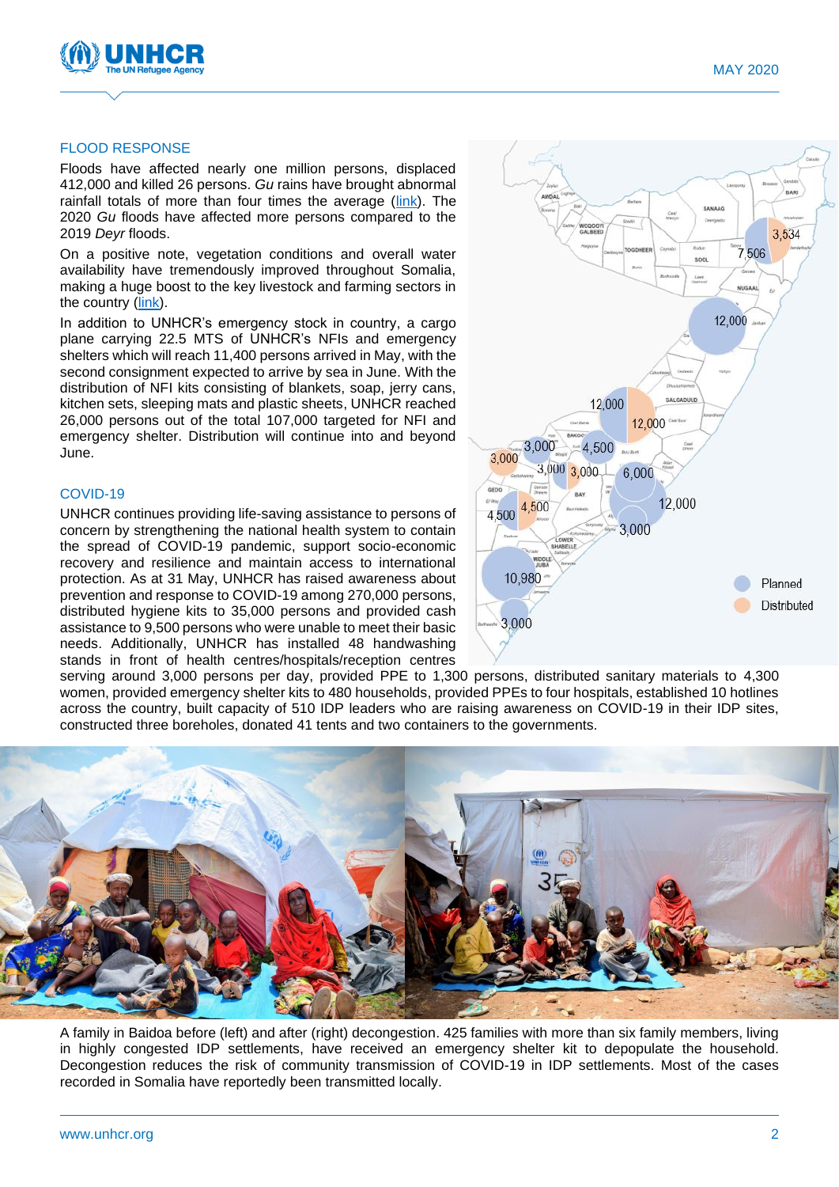## FLOOD RESPONSE

Floods have affected nearly one million persons, displaced 412,000 and killed 26 persons. *Gu* rains have brought abnormal rainfall totals of more than four times the average (link). The 2020 *Gu* floods have affected more persons compared to the 2019 *Deyr* floods.

On a positive note, vegetation conditions and overall water availability have tremendously improved throughout Somalia, making a huge boost to the key livestock and farming sectors in the country (link).

In addition to UNHCR's emergency stock in country, a cargo plane carrying 22.5 MTS of UNHCR's NFIs and emergency shelters which will reach 11,400 persons arrived in May, with the second consignment expected to arrive by sea in June. With the distribution of NFI kits consisting of blankets, soap, jerry cans, kitchen sets, sleeping mats and plastic sheets, UNHCR reached 26,000 persons out of the total 107,000 targeted for NFI and emergency shelter. Distribution will continue into and beyond June.

## COVID-19

UNHCR continues providing life-saving assistance to persons of concern by strengthening the national health system to contain the spread of COVID-19 pandemic, support socio-economic recovery and resilience and maintain access to international protection. As at 31 May, UNHCR has raised awareness about prevention and response to COVID-19 among 270,000 persons, distributed hygiene kits to 35,000 persons and provided cash assistance to 9,500 persons who were unable to meet their basic needs. Additionally, UNHCR has installed 48 handwashing stands in front of health centres/hospitals/reception centres serving around 3,000 persons per day, provided PPE to 1,300 persons, distributed sanitary materials to 4,300 women, provided emergency shelter kits to 480 households, provided PPEs to four hospitals, established 10 hotlines across the country, built capacity of 510 IDP leaders who are raising awareness on COVID-19 in their IDP sites, constructed three boreholes, donated 41 tents and two containers to the governments.

A family in Baidoa before (left) and after (right) decongestion. 425 families with more than six family members, living in highly congested IDP settlements, have received an emergency shelter kit to depopulate the household. Decongestion reduces the risk of community transmission of COVID-19 in IDP settlements. Most of the cases recorded in Somalia have reportedly been transmitted locally.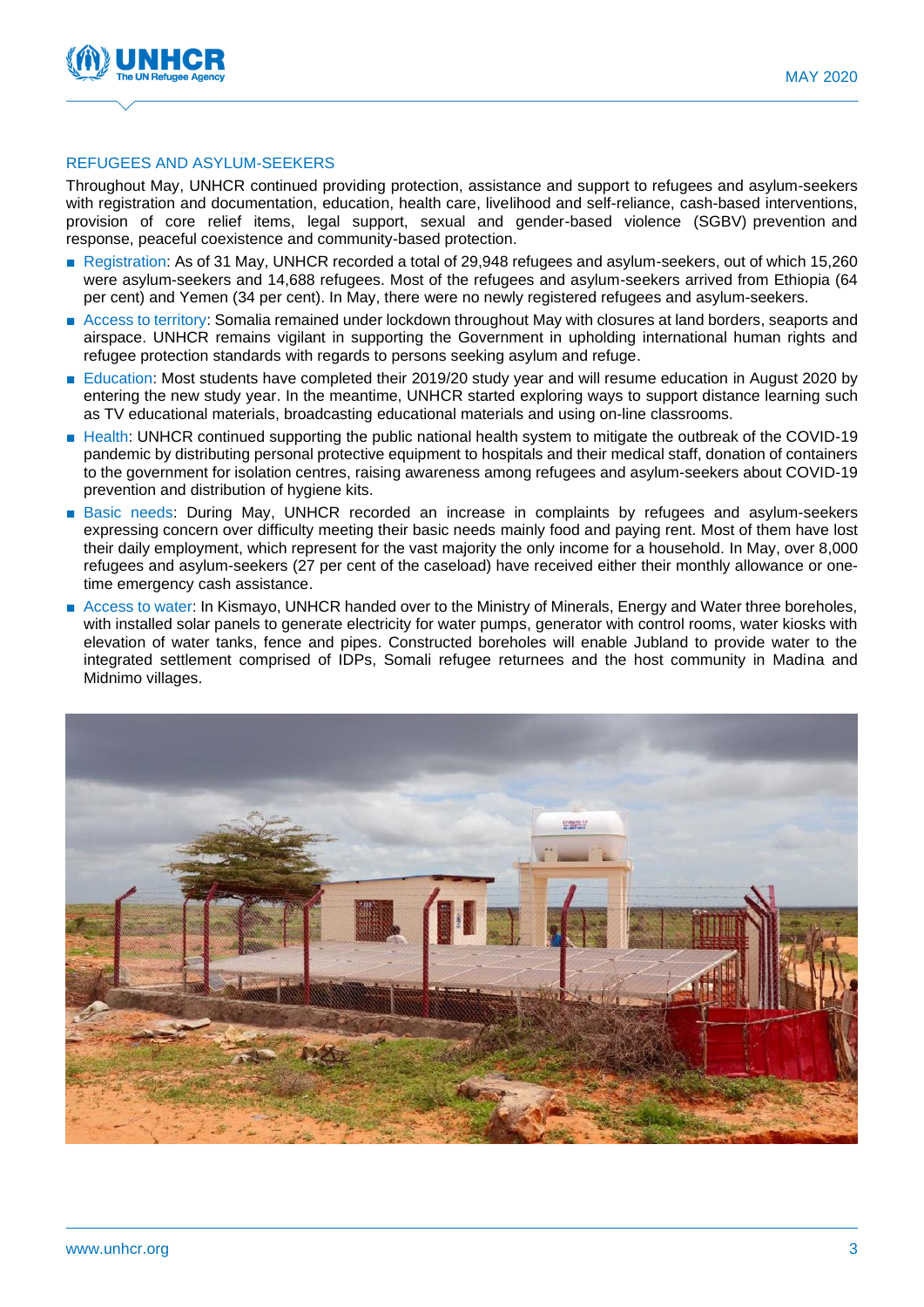## REFUGEES AND ASYLUM-SEEKERS

Throughout May, UNHCR continued providing protection, assistance and support to refugees and asylum-seekers with registration and documentation, education, health care, livelihood and self-reliance, cash-based interventions, provision of core relief items, legal support, sexual and gender-based violence (SGBV) prevention and response, peaceful coexistence and community-based protection.

- Registration: As of 31 May, UNHCR recorded a total of 29,948 refugees and asylum-seekers, out of which 15,260 were asylum-seekers and 14,688 refugees. Most of the refugees and asylum-seekers arrived from Ethiopia (64 per cent) and Yemen (34 per cent). In May, there were no newly registered refugees and asylum-seekers.
- Access to territory: Somalia remained under lockdown throughout May with closures at land borders, seaports and airspace. UNHCR remains vigilant in supporting the Government in upholding international human rights and refugee protection standards with regards to persons seeking asylum and refuge.
- Education: Most students have completed their 2019/20 study year and will resume education in August 2020 by entering the new study year. In the meantime, UNHCR started exploring ways to support distance learning such as TV educational materials, broadcasting educational materials and using on-line classrooms.
- Health: UNHCR continued supporting the public national health system to mitigate the outbreak of the COVID-19 pandemic by distributing personal protective equipment to hospitals and their medical staff, donation of containers to the government for isolation centres, raising awareness among refugees and asylum-seekers about COVID-19 prevention and distribution of hygiene kits.
- Basic needs: During May, UNHCR recorded an increase in complaints by refugees and asylum-seekers expressing concern over difficulty meeting their basic needs mainly food and paying rent. Most of them have lost their daily employment, which represent for the vast majority the only income for a household. In May, over 8,000 refugees and asylum-seekers (27 per cent of the caseload) have received either their monthly allowance or one-time emergency cash assistance.
- Access to water: In Kismayo, UNHCR handed over to the Ministry of Minerals, Energy and Water three boreholes, with installed solar panels to generate electricity for water pumps, generator with control rooms, water kiosks with elevation of water tanks, fence and pipes. Constructed boreholes will enable Jubland to provide water to the integrated settlement comprised of IDPs, Somali refugee returnees and the host community in Madina and Midnimo villages.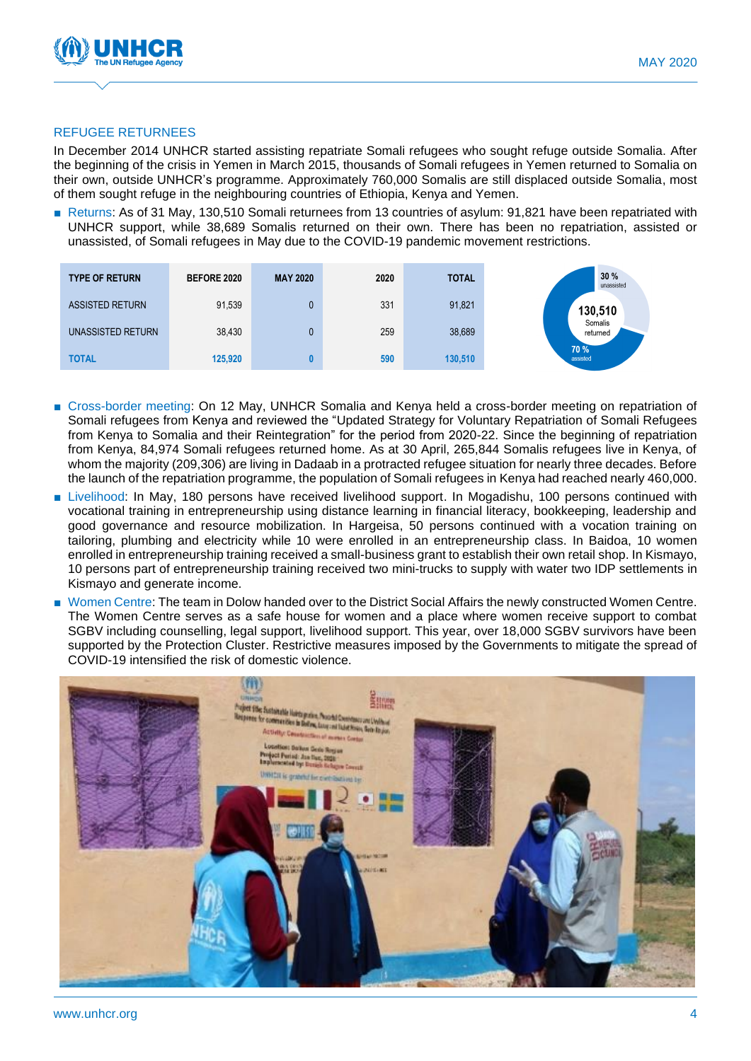## REFUGEE RETURNEES

In December 2014 UNHCR started assisting repatriate Somali refugees who sought refuge outside Somalia. After the beginning of the crisis in Yemen in March 2015, thousands of Somali refugees in Yemen returned to Somalia on their own, outside UNHCR's programme. Approximately 760,000 Somalis are still displaced outside Somalia, most of them sought refuge in the neighbouring countries of Ethiopia, Kenya and Yemen.

- Returns: As of 31 May, 130,510 Somali returnees from 13 countries of asylum: 91,821 have been repatriated with UNHCR support, while 38,689 Somalis returned on their own. There has been no repatriation, assisted or unassisted, of Somali refugees in May due to the COVID-19 pandemic movement restrictions.

| TYPE OF RETURN | BEFORE 2020 | MAY 2020 | 2020 | TOTAL |
|---|---|---|---|---|
| ASSISTED RETURN | 91,539 | 0 | 331 | 91,821 |
| UNASSISTED RETURN | 38,430 | 0 | 259 | 38,689 |
| **TOTAL** | **125,920** | **0** | **590** | **130,510** |

130,510 Somalis returned: 30 % unassisted; 70 % assisted

- Cross-border meeting: On 12 May, UNHCR Somalia and Kenya held a cross-border meeting on repatriation of Somali refugees from Kenya and reviewed the "Updated Strategy for Voluntary Repatriation of Somali Refugees from Kenya to Somalia and their Reintegration" for the period from 2020-22. Since the beginning of repatriation from Kenya, 84,974 Somali refugees returned home. As at 30 April, 265,844 Somalis refugees live in Kenya, of whom the majority (209,306) are living in Dadaab in a protracted refugee situation for nearly three decades. Before the launch of the repatriation programme, the population of Somali refugees in Kenya had reached nearly 460,000.
- Livelihood: In May, 180 persons have received livelihood support. In Mogadishu, 100 persons continued with vocational training in entrepreneurship using distance learning in financial literacy, bookkeeping, leadership and good governance and resource mobilization. In Hargeisa, 50 persons continued with a vocation training on tailoring, plumbing and electricity while 10 were enrolled in an entrepreneurship class. In Baidoa, 10 women enrolled in entrepreneurship training received a small-business grant to establish their own retail shop. In Kismayo, 10 persons part of entrepreneurship training received two mini-trucks to supply with water two IDP settlements in Kismayo and generate income.
- Women Centre: The team in Dolow handed over to the District Social Affairs the newly constructed Women Centre. The Women Centre serves as a safe house for women and a place where women receive support to combat SGBV including counselling, legal support, livelihood support. This year, over 18,000 SGBV survivors have been supported by the Protection Cluster. Restrictive measures imposed by the Governments to mitigate the spread of COVID-19 intensified the risk of domestic violence.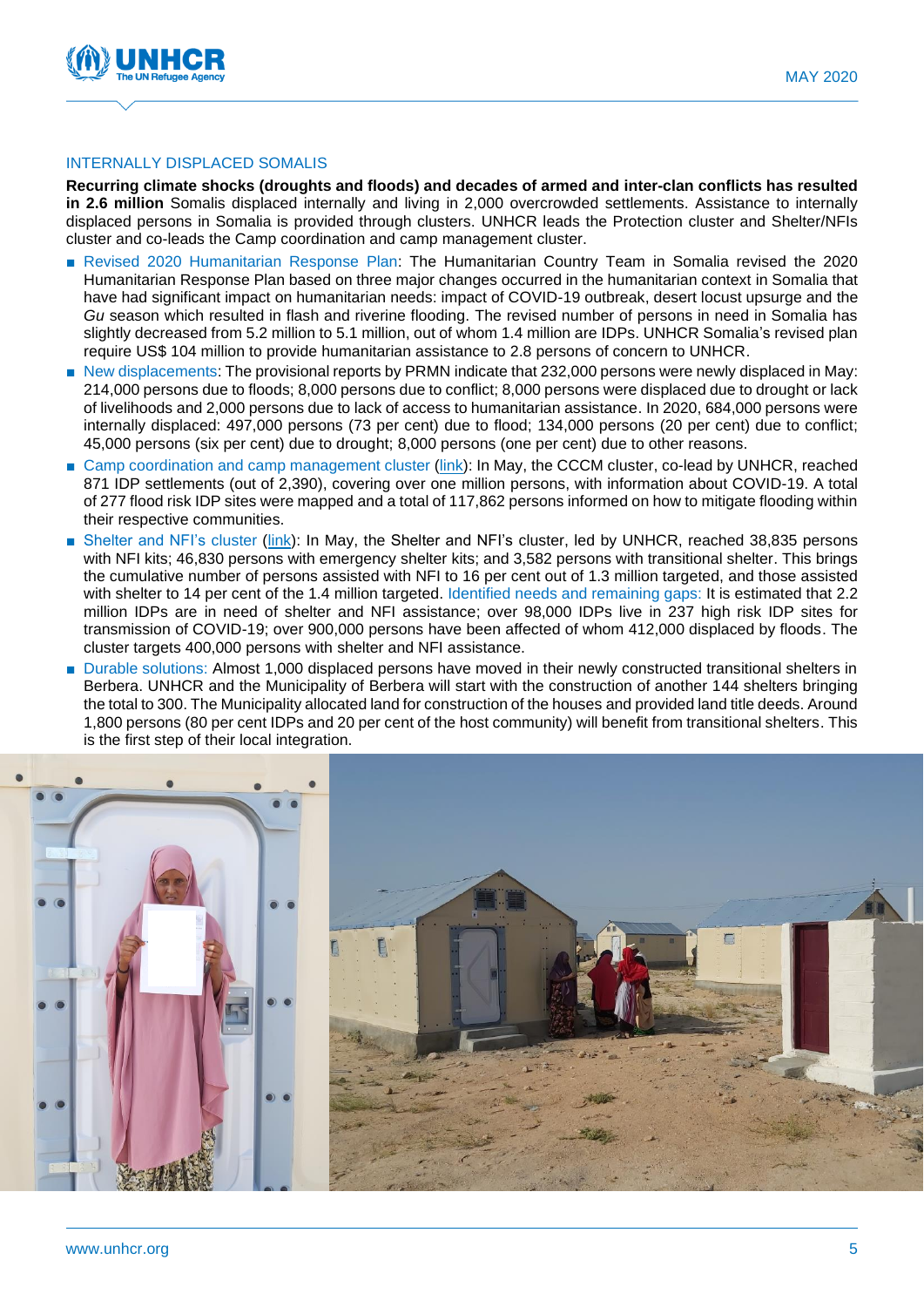## INTERNALLY DISPLACED SOMALIS

**Recurring climate shocks (droughts and floods) and decades of armed and inter-clan conflicts has resulted in 2.6 million** Somalis displaced internally and living in 2,000 overcrowded settlements. Assistance to internally displaced persons in Somalia is provided through clusters. UNHCR leads the Protection cluster and Shelter/NFIs cluster and co-leads the Camp coordination and camp management cluster.

- Revised 2020 Humanitarian Response Plan: The Humanitarian Country Team in Somalia revised the 2020 Humanitarian Response Plan based on three major changes occurred in the humanitarian context in Somalia that have had significant impact on humanitarian needs: impact of COVID-19 outbreak, desert locust upsurge and the *Gu* season which resulted in flash and riverine flooding. The revised number of persons in need in Somalia has slightly decreased from 5.2 million to 5.1 million, out of whom 1.4 million are IDPs. UNHCR Somalia's revised plan require US$ 104 million to provide humanitarian assistance to 2.8 persons of concern to UNHCR.
- New displacements: The provisional reports by PRMN indicate that 232,000 persons were newly displaced in May: 214,000 persons due to floods; 8,000 persons due to conflict; 8,000 persons were displaced due to drought or lack of livelihoods and 2,000 persons due to lack of access to humanitarian assistance. In 2020, 684,000 persons were internally displaced: 497,000 persons (73 per cent) due to flood; 134,000 persons (20 per cent) due to conflict; 45,000 persons (six per cent) due to drought; 8,000 persons (one per cent) due to other reasons.
- Camp coordination and camp management cluster (link): In May, the CCCM cluster, co-lead by UNHCR, reached 871 IDP settlements (out of 2,390), covering over one million persons, with information about COVID-19. A total of 277 flood risk IDP sites were mapped and a total of 117,862 persons informed on how to mitigate flooding within their respective communities.
- Shelter and NFI's cluster (link): In May, the Shelter and NFI's cluster, led by UNHCR, reached 38,835 persons with NFI kits; 46,830 persons with emergency shelter kits; and 3,582 persons with transitional shelter. This brings the cumulative number of persons assisted with NFI to 16 per cent out of 1.3 million targeted, and those assisted with shelter to 14 per cent of the 1.4 million targeted. Identified needs and remaining gaps: It is estimated that 2.2 million IDPs are in need of shelter and NFI assistance; over 98,000 IDPs live in 237 high risk IDP sites for transmission of COVID-19; over 900,000 persons have been affected of whom 412,000 displaced by floods. The cluster targets 400,000 persons with shelter and NFI assistance.
- Durable solutions: Almost 1,000 displaced persons have moved in their newly constructed transitional shelters in Berbera. UNHCR and the Municipality of Berbera will start with the construction of another 144 shelters bringing the total to 300. The Municipality allocated land for construction of the houses and provided land title deeds. Around 1,800 persons (80 per cent IDPs and 20 per cent of the host community) will benefit from transitional shelters. This is the first step of their local integration.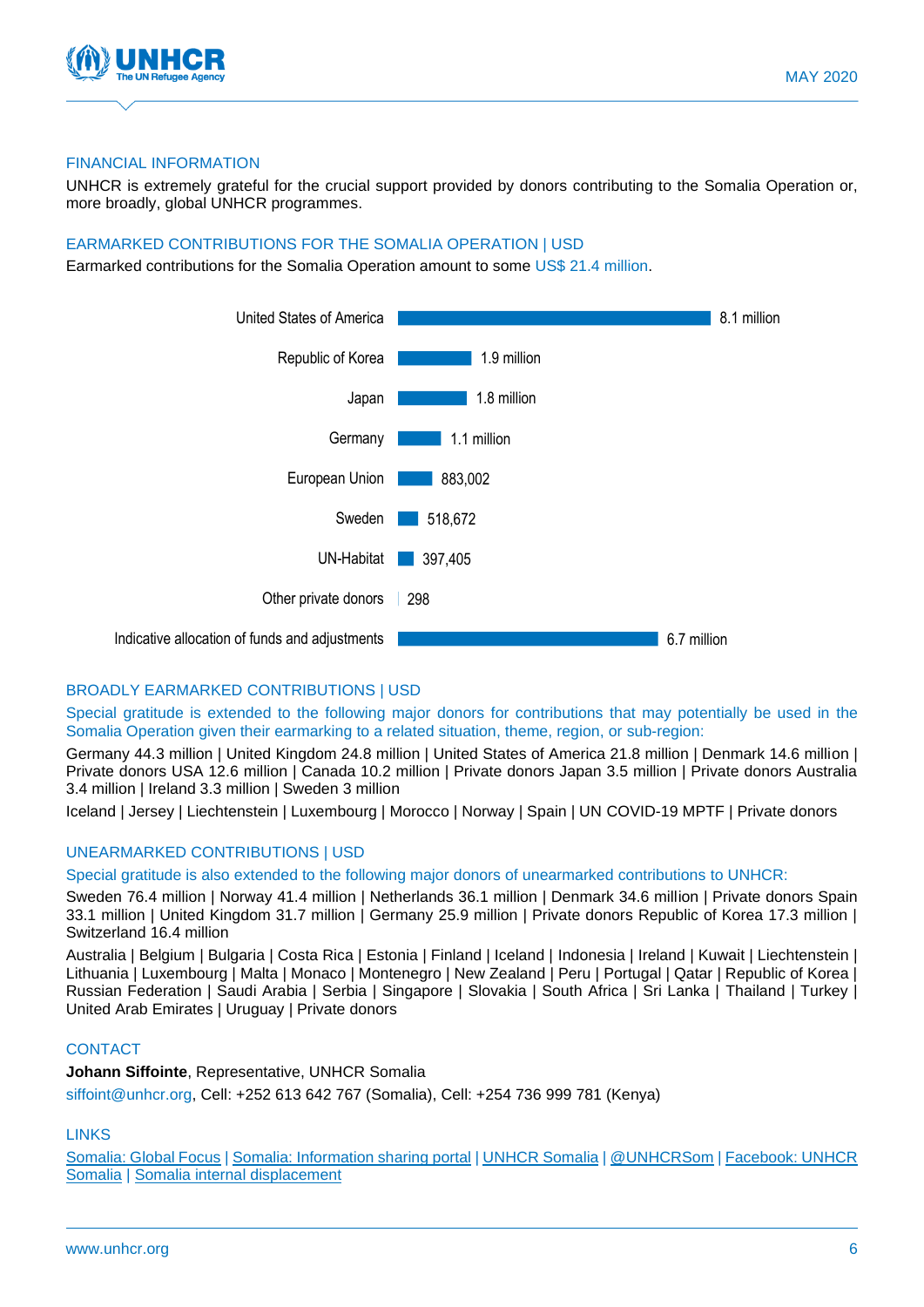## FINANCIAL INFORMATION

UNHCR is extremely grateful for the crucial support provided by donors contributing to the Somalia Operation or, more broadly, global UNHCR programmes.

### EARMARKED CONTRIBUTIONS FOR THE SOMALIA OPERATION | USD

Earmarked contributions for the Somalia Operation amount to some US$ 21.4 million.

United States of America 8.1 million
Republic of Korea 1.9 million
Japan 1.8 million
Germany 1.1 million
European Union 883,002
Sweden 518,672
UN-Habitat 397,405
Other private donors 298
Indicative allocation of funds and adjustments 6.7 million

### BROADLY EARMARKED CONTRIBUTIONS | USD

Special gratitude is extended to the following major donors for contributions that may potentially be used in the Somalia Operation given their earmarking to a related situation, theme, region, or sub-region:

Germany 44.3 million | United Kingdom 24.8 million | United States of America 21.8 million | Denmark 14.6 million | Private donors USA 12.6 million | Canada 10.2 million | Private donors Japan 3.5 million | Private donors Australia 3.4 million | Ireland 3.3 million | Sweden 3 million

Iceland | Jersey | Liechtenstein | Luxembourg | Morocco | Norway | Spain | UN COVID-19 MPTF | Private donors

### UNEARMARKED CONTRIBUTIONS | USD

Special gratitude is also extended to the following major donors of unearmarked contributions to UNHCR:

Sweden 76.4 million | Norway 41.4 million | Netherlands 36.1 million | Denmark 34.6 million | Private donors Spain 33.1 million | United Kingdom 31.7 million | Germany 25.9 million | Private donors Republic of Korea 17.3 million | Switzerland 16.4 million

Australia | Belgium | Bulgaria | Costa Rica | Estonia | Finland | Iceland | Indonesia | Ireland | Kuwait | Liechtenstein | Lithuania | Luxembourg | Malta | Monaco | Montenegro | New Zealand | Peru | Portugal | Qatar | Republic of Korea | Russian Federation | Saudi Arabia | Serbia | Singapore | Slovakia | South Africa | Sri Lanka | Thailand | Turkey | United Arab Emirates | Uruguay | Private donors

## CONTACT

**Johann Siffointe**, Representative, UNHCR Somalia

siffoint@unhcr.org, Cell: +252 613 642 767 (Somalia), Cell: +254 736 999 781 (Kenya)

## LINKS

Somalia: Global Focus | Somalia: Information sharing portal | UNHCR Somalia | @UNHCRSom | Facebook: UNHCR Somalia | Somalia internal displacement